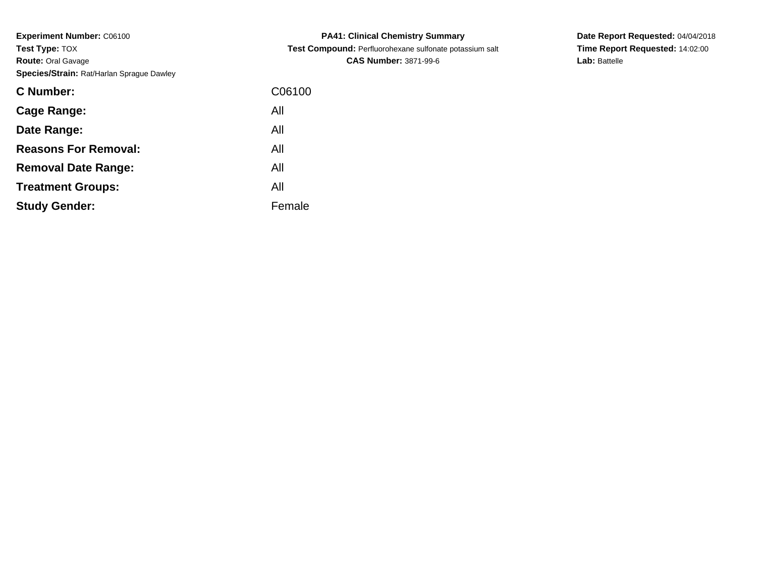**Experiment Number:** C06100
**Test Type:** TOX
**Route:** Oral Gavage
**Species/Strain:** Rat/Harlan Sprague Dawley

**PA41: Clinical Chemistry Summary**
**Test Compound:** Perfluorohexane sulfonate potassium salt
**CAS Number:** 3871-99-6

**Date Report Requested:** 04/04/2018
**Time Report Requested:** 14:02:00
**Lab:** Battelle

| | |
|---|---|
| **C Number:** | C06100 |
| **Cage Range:** | All |
| **Date Range:** | All |
| **Reasons For Removal:** | All |
| **Removal Date Range:** | All |
| **Treatment Groups:** | All |
| **Study Gender:** | Female |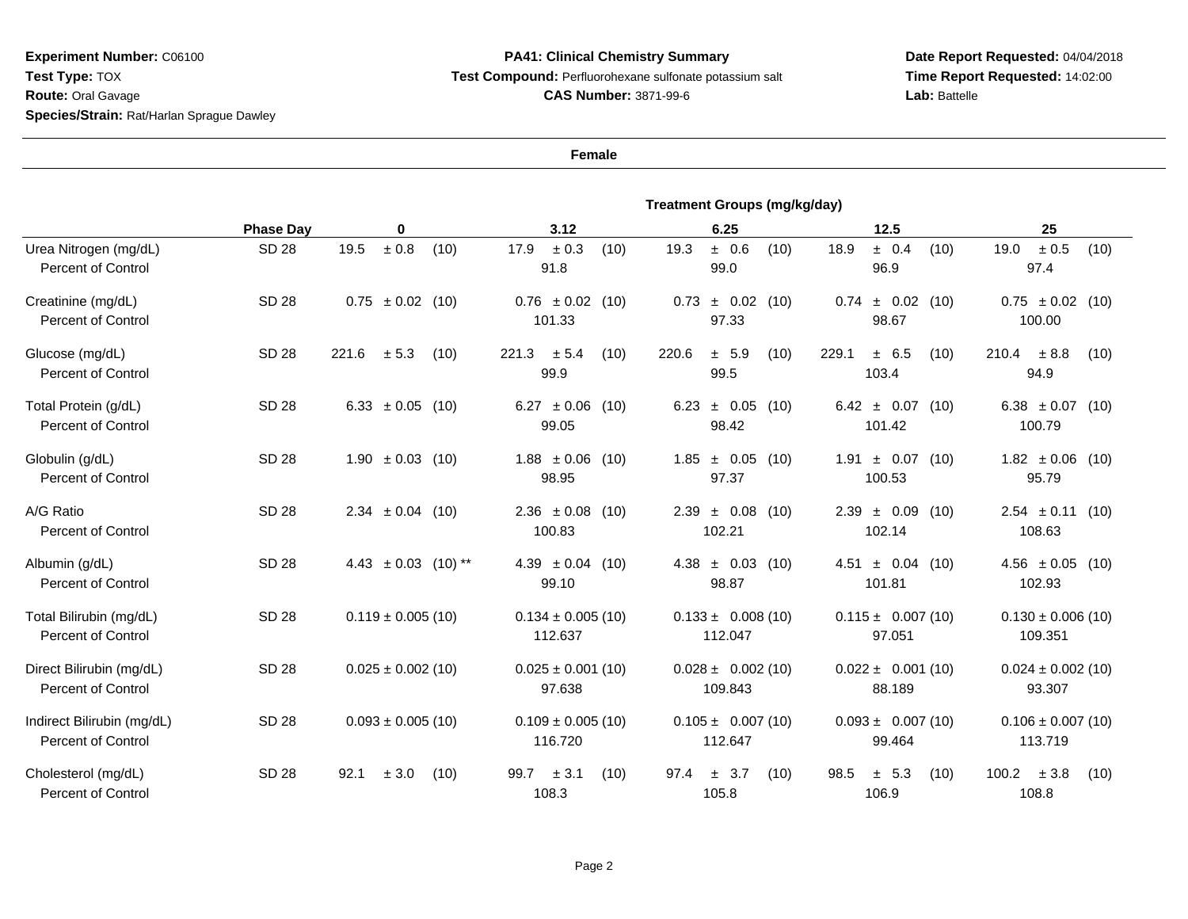**Experiment Number:** C06100
**Test Type:** TOX
**Route:** Oral Gavage
**Species/Strain:** Rat/Harlan Sprague Dawley

**PA41: Clinical Chemistry Summary**
**Test Compound:** Perfluorohexane sulfonate potassium salt
**CAS Number:** 3871-99-6

**Date Report Requested:** 04/04/2018
**Time Report Requested:** 14:02:00
**Lab:** Battelle

**Female**

| | | Treatment Groups (mg/kg/day) | | | | |
|---|---|---|---|---|---|---|
| | **Phase Day** | **0** | **3.12** | **6.25** | **12.5** | **25** |
| Urea Nitrogen (mg/dL) | SD 28 | 19.5 ± 0.8 (10) | 17.9 ± 0.3 (10) | 19.3 ± 0.6 (10) | 18.9 ± 0.4 (10) | 19.0 ± 0.5 (10) |
| Percent of Control | | | 91.8 | 99.0 | 96.9 | 97.4 |
| Creatinine (mg/dL) | SD 28 | 0.75 ± 0.02 (10) | 0.76 ± 0.02 (10) | 0.73 ± 0.02 (10) | 0.74 ± 0.02 (10) | 0.75 ± 0.02 (10) |
| Percent of Control | | | 101.33 | 97.33 | 98.67 | 100.00 |
| Glucose (mg/dL) | SD 28 | 221.6 ± 5.3 (10) | 221.3 ± 5.4 (10) | 220.6 ± 5.9 (10) | 229.1 ± 6.5 (10) | 210.4 ± 8.8 (10) |
| Percent of Control | | | 99.9 | 99.5 | 103.4 | 94.9 |
| Total Protein (g/dL) | SD 28 | 6.33 ± 0.05 (10) | 6.27 ± 0.06 (10) | 6.23 ± 0.05 (10) | 6.42 ± 0.07 (10) | 6.38 ± 0.07 (10) |
| Percent of Control | | | 99.05 | 98.42 | 101.42 | 100.79 |
| Globulin (g/dL) | SD 28 | 1.90 ± 0.03 (10) | 1.88 ± 0.06 (10) | 1.85 ± 0.05 (10) | 1.91 ± 0.07 (10) | 1.82 ± 0.06 (10) |
| Percent of Control | | | 98.95 | 97.37 | 100.53 | 95.79 |
| A/G Ratio | SD 28 | 2.34 ± 0.04 (10) | 2.36 ± 0.08 (10) | 2.39 ± 0.08 (10) | 2.39 ± 0.09 (10) | 2.54 ± 0.11 (10) |
| Percent of Control | | | 100.83 | 102.21 | 102.14 | 108.63 |
| Albumin (g/dL) | SD 28 | 4.43 ± 0.03 (10) ** | 4.39 ± 0.04 (10) | 4.38 ± 0.03 (10) | 4.51 ± 0.04 (10) | 4.56 ± 0.05 (10) |
| Percent of Control | | | 99.10 | 98.87 | 101.81 | 102.93 |
| Total Bilirubin (mg/dL) | SD 28 | 0.119 ± 0.005 (10) | 0.134 ± 0.005 (10) | 0.133 ± 0.008 (10) | 0.115 ± 0.007 (10) | 0.130 ± 0.006 (10) |
| Percent of Control | | | 112.637 | 112.047 | 97.051 | 109.351 |
| Direct Bilirubin (mg/dL) | SD 28 | 0.025 ± 0.002 (10) | 0.025 ± 0.001 (10) | 0.028 ± 0.002 (10) | 0.022 ± 0.001 (10) | 0.024 ± 0.002 (10) |
| Percent of Control | | | 97.638 | 109.843 | 88.189 | 93.307 |
| Indirect Bilirubin (mg/dL) | SD 28 | 0.093 ± 0.005 (10) | 0.109 ± 0.005 (10) | 0.105 ± 0.007 (10) | 0.093 ± 0.007 (10) | 0.106 ± 0.007 (10) |
| Percent of Control | | | 116.720 | 112.647 | 99.464 | 113.719 |
| Cholesterol (mg/dL) | SD 28 | 92.1 ± 3.0 (10) | 99.7 ± 3.1 (10) | 97.4 ± 3.7 (10) | 98.5 ± 5.3 (10) | 100.2 ± 3.8 (10) |
| Percent of Control | | | 108.3 | 105.8 | 106.9 | 108.8 |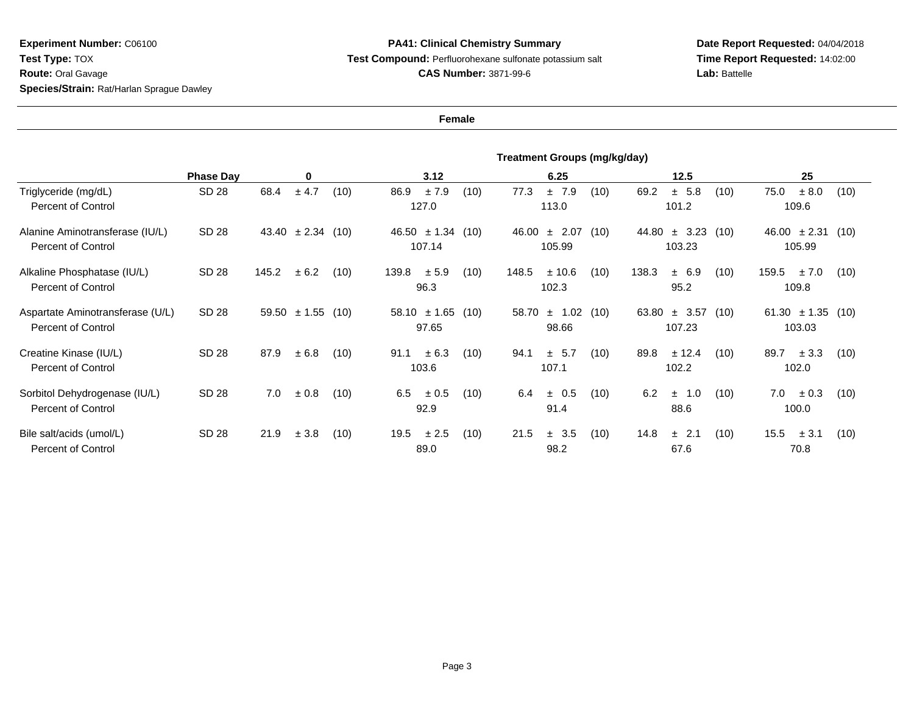**Experiment Number:** C06100
**Test Type:** TOX
**Route:** Oral Gavage
**Species/Strain:** Rat/Harlan Sprague Dawley

**PA41: Clinical Chemistry Summary**
**Test Compound:** Perfluorohexane sulfonate potassium salt
**CAS Number:** 3871-99-6

**Date Report Requested:** 04/04/2018
**Time Report Requested:** 14:02:00
**Lab:** Battelle

**Female**

| | | Treatment Groups (mg/kg/day) | | | | |
|---|---|---|---|---|---|---|
| | **Phase Day** | **0** | **3.12** | **6.25** | **12.5** | **25** |
| Triglyceride (mg/dL) | SD 28 | 68.4 ± 4.7 (10) | 86.9 ± 7.9 (10) | 77.3 ± 7.9 (10) | 69.2 ± 5.8 (10) | 75.0 ± 8.0 (10) |
| Percent of Control | | | 127.0 | 113.0 | 101.2 | 109.6 |
| Alanine Aminotransferase (IU/L) | SD 28 | 43.40 ± 2.34 (10) | 46.50 ± 1.34 (10) | 46.00 ± 2.07 (10) | 44.80 ± 3.23 (10) | 46.00 ± 2.31 (10) |
| Percent of Control | | | 107.14 | 105.99 | 103.23 | 105.99 |
| Alkaline Phosphatase (IU/L) | SD 28 | 145.2 ± 6.2 (10) | 139.8 ± 5.9 (10) | 148.5 ± 10.6 (10) | 138.3 ± 6.9 (10) | 159.5 ± 7.0 (10) |
| Percent of Control | | | 96.3 | 102.3 | 95.2 | 109.8 |
| Aspartate Aminotransferase (U/L) | SD 28 | 59.50 ± 1.55 (10) | 58.10 ± 1.65 (10) | 58.70 ± 1.02 (10) | 63.80 ± 3.57 (10) | 61.30 ± 1.35 (10) |
| Percent of Control | | | 97.65 | 98.66 | 107.23 | 103.03 |
| Creatine Kinase (IU/L) | SD 28 | 87.9 ± 6.8 (10) | 91.1 ± 6.3 (10) | 94.1 ± 5.7 (10) | 89.8 ± 12.4 (10) | 89.7 ± 3.3 (10) |
| Percent of Control | | | 103.6 | 107.1 | 102.2 | 102.0 |
| Sorbitol Dehydrogenase (IU/L) | SD 28 | 7.0 ± 0.8 (10) | 6.5 ± 0.5 (10) | 6.4 ± 0.5 (10) | 6.2 ± 1.0 (10) | 7.0 ± 0.3 (10) |
| Percent of Control | | | 92.9 | 91.4 | 88.6 | 100.0 |
| Bile salt/acids (umol/L) | SD 28 | 21.9 ± 3.8 (10) | 19.5 ± 2.5 (10) | 21.5 ± 3.5 (10) | 14.8 ± 2.1 (10) | 15.5 ± 3.1 (10) |
| Percent of Control | | | 89.0 | 98.2 | 67.6 | 70.8 |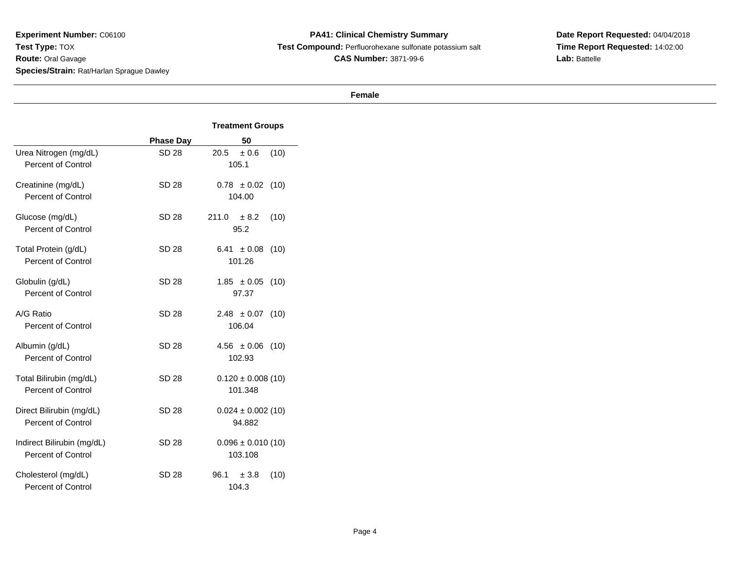**Experiment Number:** C06100
**Test Type:** TOX
**Route:** Oral Gavage
**Species/Strain:** Rat/Harlan Sprague Dawley

**PA41: Clinical Chemistry Summary**
**Test Compound:** Perfluorohexane sulfonate potassium salt
**CAS Number:** 3871-99-6

**Date Report Requested:** 04/04/2018
**Time Report Requested:** 14:02:00
**Lab:** Battelle

**Female**

| | Phase Day | Treatment Groups 50 |
|---|---|---|
| Urea Nitrogen (mg/dL) | SD 28 | 20.5 ± 0.6 (10) |
| Percent of Control | | 105.1 |
| Creatinine (mg/dL) | SD 28 | 0.78 ± 0.02 (10) |
| Percent of Control | | 104.00 |
| Glucose (mg/dL) | SD 28 | 211.0 ± 8.2 (10) |
| Percent of Control | | 95.2 |
| Total Protein (g/dL) | SD 28 | 6.41 ± 0.08 (10) |
| Percent of Control | | 101.26 |
| Globulin (g/dL) | SD 28 | 1.85 ± 0.05 (10) |
| Percent of Control | | 97.37 |
| A/G Ratio | SD 28 | 2.48 ± 0.07 (10) |
| Percent of Control | | 106.04 |
| Albumin (g/dL) | SD 28 | 4.56 ± 0.06 (10) |
| Percent of Control | | 102.93 |
| Total Bilirubin (mg/dL) | SD 28 | 0.120 ± 0.008 (10) |
| Percent of Control | | 101.348 |
| Direct Bilirubin (mg/dL) | SD 28 | 0.024 ± 0.002 (10) |
| Percent of Control | | 94.882 |
| Indirect Bilirubin (mg/dL) | SD 28 | 0.096 ± 0.010 (10) |
| Percent of Control | | 103.108 |
| Cholesterol (mg/dL) | SD 28 | 96.1 ± 3.8 (10) |
| Percent of Control | | 104.3 |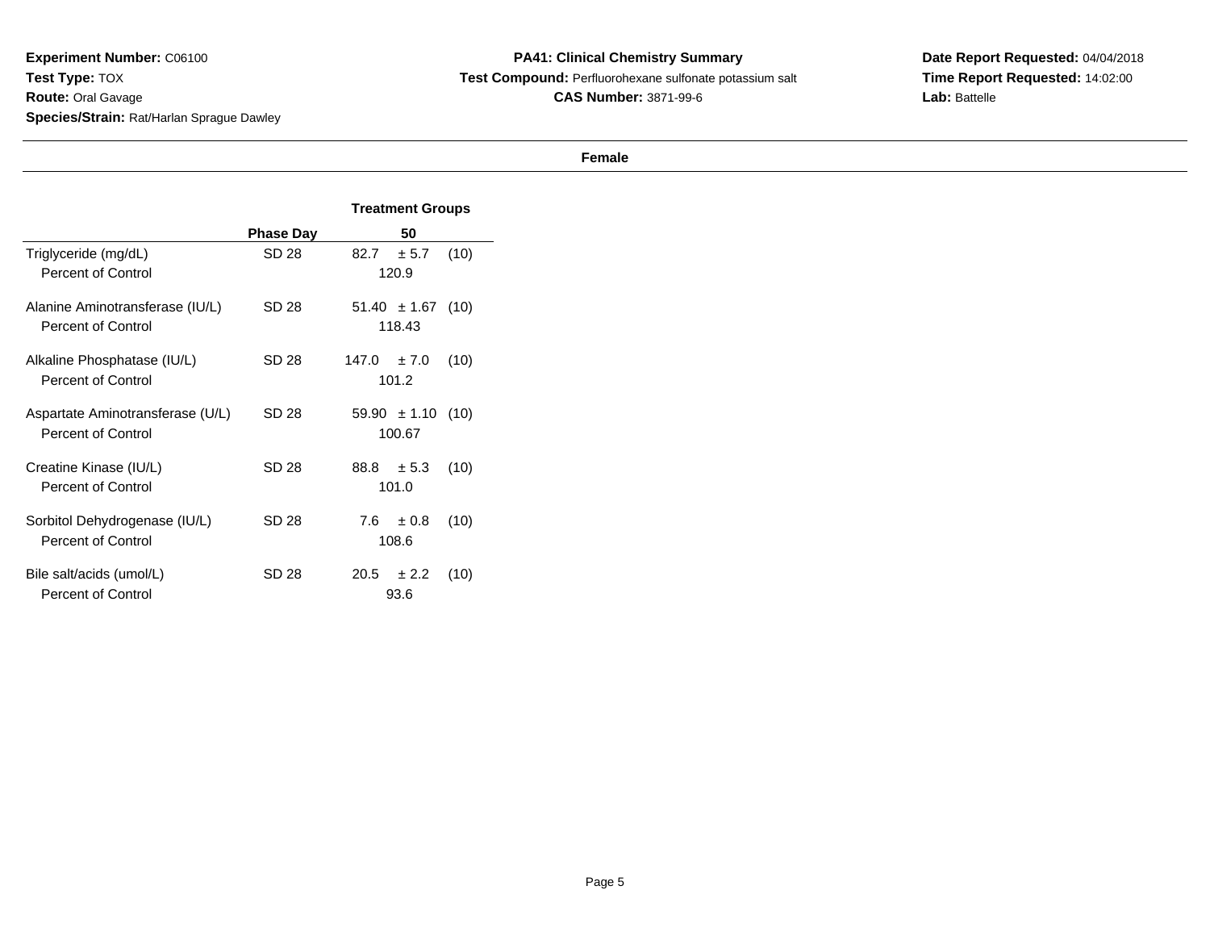**Experiment Number:** C06100
**Test Type:** TOX
**Route:** Oral Gavage
**Species/Strain:** Rat/Harlan Sprague Dawley

**PA41: Clinical Chemistry Summary**
**Test Compound:** Perfluorohexane sulfonate potassium salt
**CAS Number:** 3871-99-6

**Date Report Requested:** 04/04/2018
**Time Report Requested:** 14:02:00
**Lab:** Battelle

**Female**

| | | Treatment Groups |
|---|---|---|
| | **Phase Day** | **50** |
| Triglyceride (mg/dL) | SD 28 | 82.7 ± 5.7 (10) |
| Percent of Control | | 120.9 |
| Alanine Aminotransferase (IU/L) | SD 28 | 51.40 ± 1.67 (10) |
| Percent of Control | | 118.43 |
| Alkaline Phosphatase (IU/L) | SD 28 | 147.0 ± 7.0 (10) |
| Percent of Control | | 101.2 |
| Aspartate Aminotransferase (U/L) | SD 28 | 59.90 ± 1.10 (10) |
| Percent of Control | | 100.67 |
| Creatine Kinase (IU/L) | SD 28 | 88.8 ± 5.3 (10) |
| Percent of Control | | 101.0 |
| Sorbitol Dehydrogenase (IU/L) | SD 28 | 7.6 ± 0.8 (10) |
| Percent of Control | | 108.6 |
| Bile salt/acids (umol/L) | SD 28 | 20.5 ± 2.2 (10) |
| Percent of Control | | 93.6 |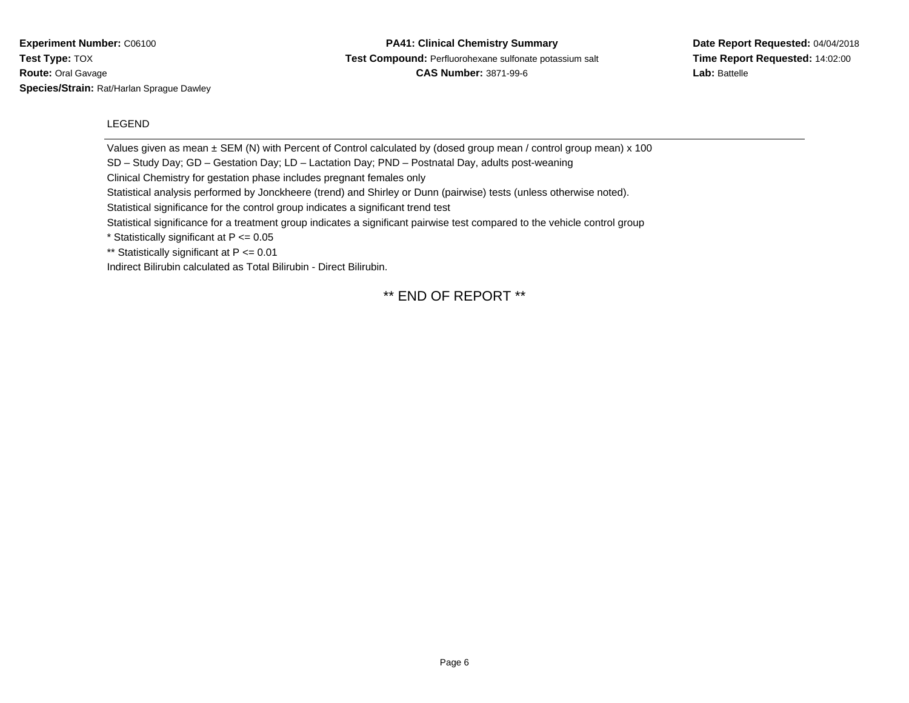**Experiment Number:** C06100
**Test Type:** TOX
**Route:** Oral Gavage
**Species/Strain:** Rat/Harlan Sprague Dawley

**PA41: Clinical Chemistry Summary**
**Test Compound:** Perfluorohexane sulfonate potassium salt
**CAS Number:** 3871-99-6

**Date Report Requested:** 04/04/2018
**Time Report Requested:** 14:02:00
**Lab:** Battelle

LEGEND

Values given as mean ± SEM (N) with Percent of Control calculated by (dosed group mean / control group mean) x 100

SD – Study Day; GD – Gestation Day; LD – Lactation Day; PND – Postnatal Day, adults post-weaning

Clinical Chemistry for gestation phase includes pregnant females only

Statistical analysis performed by Jonckheere (trend) and Shirley or Dunn (pairwise) tests (unless otherwise noted).

Statistical significance for the control group indicates a significant trend test

Statistical significance for a treatment group indicates a significant pairwise test compared to the vehicle control group

\* Statistically significant at $P <= 0.05$

\*\* Statistically significant at $P <= 0.01$

Indirect Bilirubin calculated as Total Bilirubin - Direct Bilirubin.

** END OF REPORT **